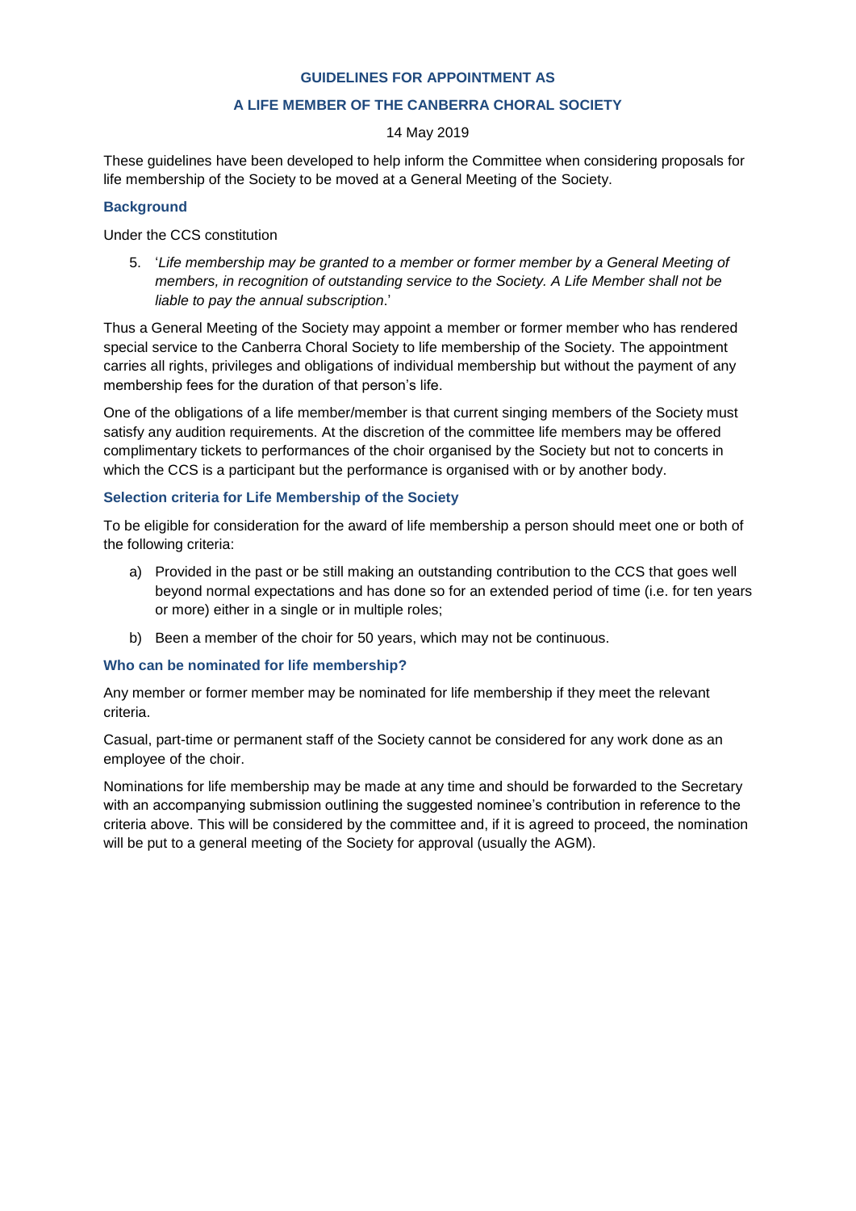# GUIDELINES FOR APPOINTMENT AS

# A LIFE MEMBER OF THE CANBERRA CHORAL SOCIETY

14 May 2019

These guidelines have been developed to help inform the Committee when considering proposals for life membership of the Society to be moved at a General Meeting of the Society.

## Background

Under the CCS constitution

5. '*Life membership may be granted to a member or former member by a General Meeting of members, in recognition of outstanding service to the Society. A Life Member shall not be liable to pay the annual subscription*.'

Thus a General Meeting of the Society may appoint a member or former member who has rendered special service to the Canberra Choral Society to life membership of the Society. The appointment carries all rights, privileges and obligations of individual membership but without the payment of any membership fees for the duration of that person's life.

One of the obligations of a life member/member is that current singing members of the Society must satisfy any audition requirements. At the discretion of the committee life members may be offered complimentary tickets to performances of the choir organised by the Society but not to concerts in which the CCS is a participant but the performance is organised with or by another body.

## Selection criteria for Life Membership of the Society

To be eligible for consideration for the award of life membership a person should meet one or both of the following criteria:

a) Provided in the past or be still making an outstanding contribution to the CCS that goes well beyond normal expectations and has done so for an extended period of time (i.e. for ten years or more) either in a single or in multiple roles;

b) Been a member of the choir for 50 years, which may not be continuous.

## Who can be nominated for life membership?

Any member or former member may be nominated for life membership if they meet the relevant criteria.

Casual, part-time or permanent staff of the Society cannot be considered for any work done as an employee of the choir.

Nominations for life membership may be made at any time and should be forwarded to the Secretary with an accompanying submission outlining the suggested nominee's contribution in reference to the criteria above. This will be considered by the committee and, if it is agreed to proceed, the nomination will be put to a general meeting of the Society for approval (usually the AGM).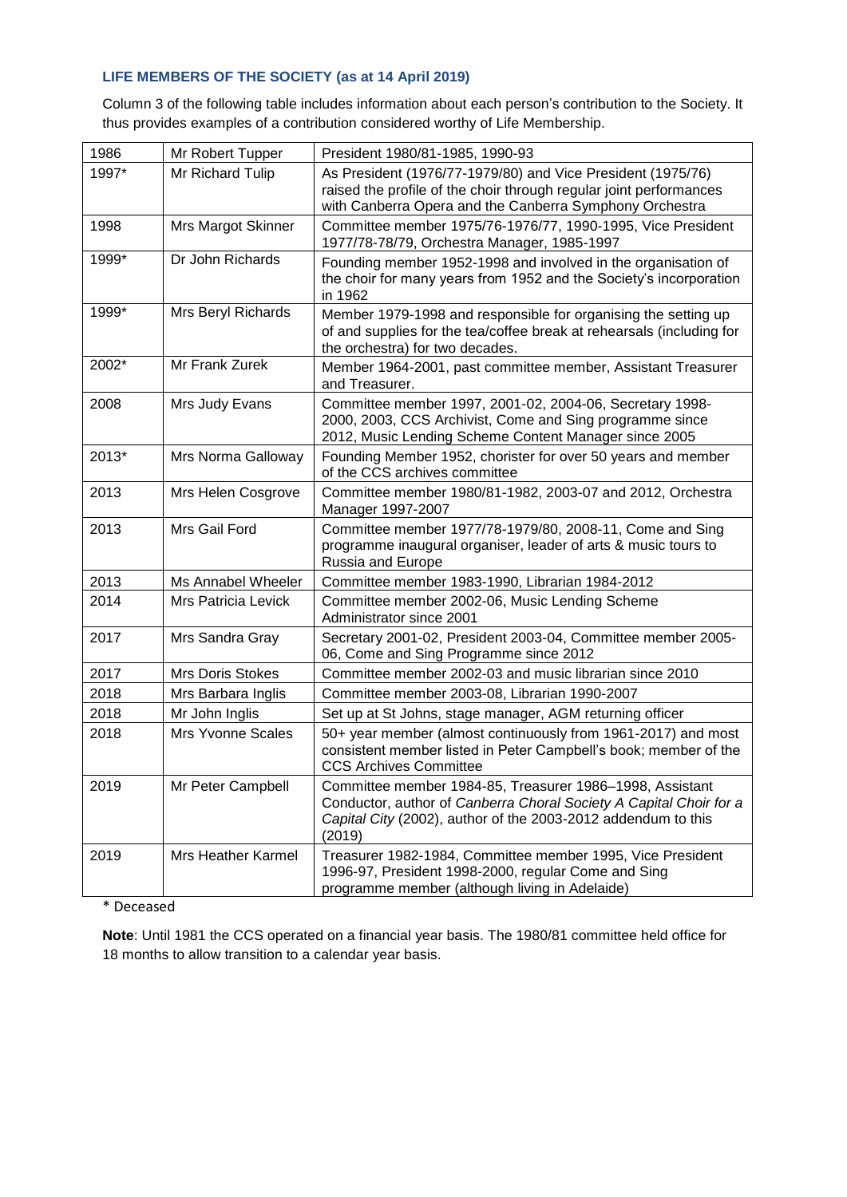### LIFE MEMBERS OF THE SOCIETY (as at 14 April 2019)

Column 3 of the following table includes information about each person's contribution to the Society. It thus provides examples of a contribution considered worthy of Life Membership.

| | | |
|---|---|---|
| 1986 | Mr Robert Tupper | President 1980/81-1985, 1990-93 |
| 1997* | Mr Richard Tulip | As President (1976/77-1979/80) and Vice President (1975/76) raised the profile of the choir through regular joint performances with Canberra Opera and the Canberra Symphony Orchestra |
| 1998 | Mrs Margot Skinner | Committee member 1975/76-1976/77, 1990-1995, Vice President 1977/78-78/79, Orchestra Manager, 1985-1997 |
| 1999* | Dr John Richards | Founding member 1952-1998 and involved in the organisation of the choir for many years from 1952 and the Society's incorporation in 1962 |
| 1999* | Mrs Beryl Richards | Member 1979-1998 and responsible for organising the setting up of and supplies for the tea/coffee break at rehearsals (including for the orchestra) for two decades. |
| 2002* | Mr Frank Zurek | Member 1964-2001, past committee member, Assistant Treasurer and Treasurer. |
| 2008 | Mrs Judy Evans | Committee member 1997, 2001-02, 2004-06, Secretary 1998-2000, 2003, CCS Archivist, Come and Sing programme since 2012, Music Lending Scheme Content Manager since 2005 |
| 2013* | Mrs Norma Galloway | Founding Member 1952, chorister for over 50 years and member of the CCS archives committee |
| 2013 | Mrs Helen Cosgrove | Committee member 1980/81-1982, 2003-07 and 2012, Orchestra Manager 1997-2007 |
| 2013 | Mrs Gail Ford | Committee member 1977/78-1979/80, 2008-11, Come and Sing programme inaugural organiser, leader of arts & music tours to Russia and Europe |
| 2013 | Ms Annabel Wheeler | Committee member 1983-1990, Librarian 1984-2012 |
| 2014 | Mrs Patricia Levick | Committee member 2002-06, Music Lending Scheme Administrator since 2001 |
| 2017 | Mrs Sandra Gray | Secretary 2001-02, President 2003-04, Committee member 2005-06, Come and Sing Programme since 2012 |
| 2017 | Mrs Doris Stokes | Committee member 2002-03 and music librarian since 2010 |
| 2018 | Mrs Barbara Inglis | Committee member 2003-08, Librarian 1990-2007 |
| 2018 | Mr John Inglis | Set up at St Johns, stage manager, AGM returning officer |
| 2018 | Mrs Yvonne Scales | 50+ year member (almost continuously from 1961-2017) and most consistent member listed in Peter Campbell's book; member of the CCS Archives Committee |
| 2019 | Mr Peter Campbell | Committee member 1984-85, Treasurer 1986–1998, Assistant Conductor, author of *Canberra Choral Society A Capital Choir for a Capital City* (2002), author of the 2003-2012 addendum to this (2019) |
| 2019 | Mrs Heather Karmel | Treasurer 1982-1984, Committee member 1995, Vice President 1996-97, President 1998-2000, regular Come and Sing programme member (although living in Adelaide) |

* Deceased

**Note**: Until 1981 the CCS operated on a financial year basis. The 1980/81 committee held office for 18 months to allow transition to a calendar year basis.